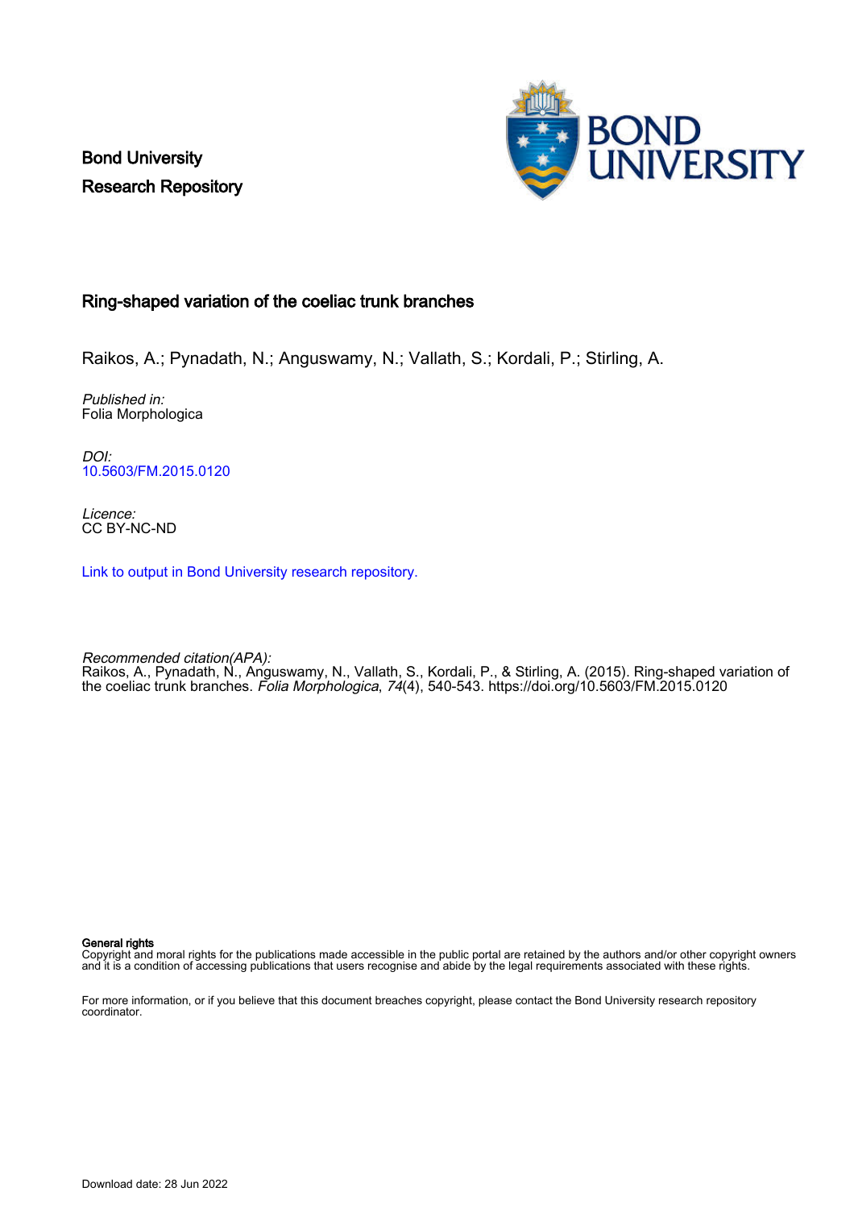Bond University
Research Repository

## Ring-shaped variation of the coeliac trunk branches

Raikos, A.; Pynadath, N.; Anguswamy, N.; Vallath, S.; Kordali, P.; Stirling, A.

*Published in:*
Folia Morphologica

*DOI:*
10.5603/FM.2015.0120

*Licence:*
CC BY-NC-ND

Link to output in Bond University research repository.

*Recommended citation(APA):*
Raikos, A., Pynadath, N., Anguswamy, N., Vallath, S., Kordali, P., & Stirling, A. (2015). Ring-shaped variation of the coeliac trunk branches. *Folia Morphologica*, *74*(4), 540-543. https://doi.org/10.5603/FM.2015.0120

**General rights**
Copyright and moral rights for the publications made accessible in the public portal are retained by the authors and/or other copyright owners and it is a condition of accessing publications that users recognise and abide by the legal requirements associated with these rights.

For more information, or if you believe that this document breaches copyright, please contact the Bond University research repository coordinator.

Download date: 28 Jun 2022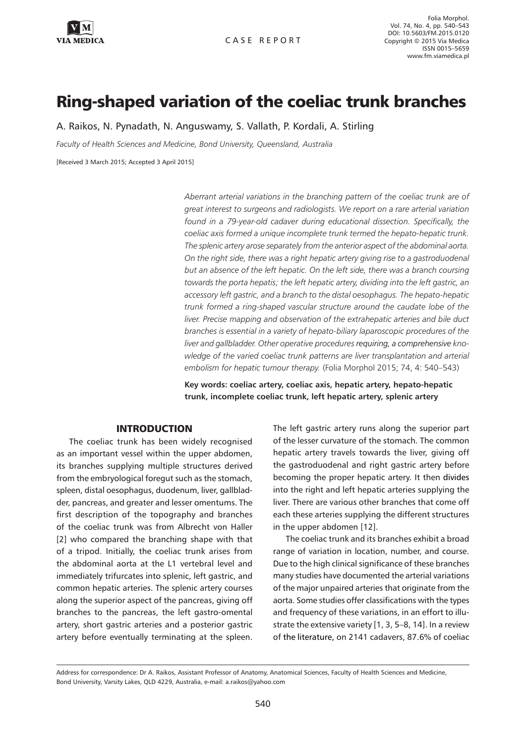# Ring-shaped variation of the coeliac trunk branches

A. Raikos, N. Pynadath, N. Anguswamy, S. Vallath, P. Kordali, A. Stirling

*Faculty of Health Sciences and Medicine, Bond University, Queensland, Australia*

[Received 3 March 2015; Accepted 3 April 2015]

*Aberrant arterial variations in the branching pattern of the coeliac trunk are of great interest to surgeons and radiologists. We report on a rare arterial variation found in a 79-year-old cadaver during educational dissection. Specifically, the coeliac axis formed a unique incomplete trunk termed the hepato-hepatic trunk. The splenic artery arose separately from the anterior aspect of the abdominal aorta. On the right side, there was a right hepatic artery giving rise to a gastroduodenal but an absence of the left hepatic. On the left side, there was a branch coursing towards the porta hepatis; the left hepatic artery, dividing into the left gastric, an accessory left gastric, and a branch to the distal oesophagus. The hepato-hepatic trunk formed a ring-shaped vascular structure around the caudate lobe of the liver. Precise mapping and observation of the extrahepatic arteries and bile duct branches is essential in a variety of hepato-biliary laparoscopic procedures of the liver and gallbladder. Other operative procedures requiring, a comprehensive knowledge of the varied coeliac trunk patterns are liver transplantation and arterial embolism for hepatic tumour therapy.* (Folia Morphol 2015; 74, 4: 540–543)

**Key words: coeliac artery, coeliac axis, hepatic artery, hepato-hepatic trunk, incomplete coeliac trunk, left hepatic artery, splenic artery**

## INTRODUCTION

The coeliac trunk has been widely recognised as an important vessel within the upper abdomen, its branches supplying multiple structures derived from the embryological foregut such as the stomach, spleen, distal oesophagus, duodenum, liver, gallbladder, pancreas, and greater and lesser omentums. The first description of the topography and branches of the coeliac trunk was from Albrecht von Haller [2] who compared the branching shape with that of a tripod. Initially, the coeliac trunk arises from the abdominal aorta at the L1 vertebral level and immediately trifurcates into splenic, left gastric, and common hepatic arteries. The splenic artery courses along the superior aspect of the pancreas, giving off branches to the pancreas, the left gastro-omental artery, short gastric arteries and a posterior gastric artery before eventually terminating at the spleen. The left gastric artery runs along the superior part of the lesser curvature of the stomach. The common hepatic artery travels towards the liver, giving off the gastroduodenal and right gastric artery before becoming the proper hepatic artery. It then divides into the right and left hepatic arteries supplying the liver. There are various other branches that come off each these arteries supplying the different structures in the upper abdomen [12].

The coeliac trunk and its branches exhibit a broad range of variation in location, number, and course. Due to the high clinical significance of these branches many studies have documented the arterial variations of the major unpaired arteries that originate from the aorta. Some studies offer classifications with the types and frequency of these variations, in an effort to illustrate the extensive variety [1, 3, 5–8, 14]. In a review of the literature, on 2141 cadavers, 87.6% of coeliac

Address for correspondence: Dr A. Raikos, Assistant Professor of Anatomy, Anatomical Sciences, Faculty of Health Sciences and Medicine, Bond University, Varsity Lakes, QLD 4229, Australia, e-mail: a.raikos@yahoo.com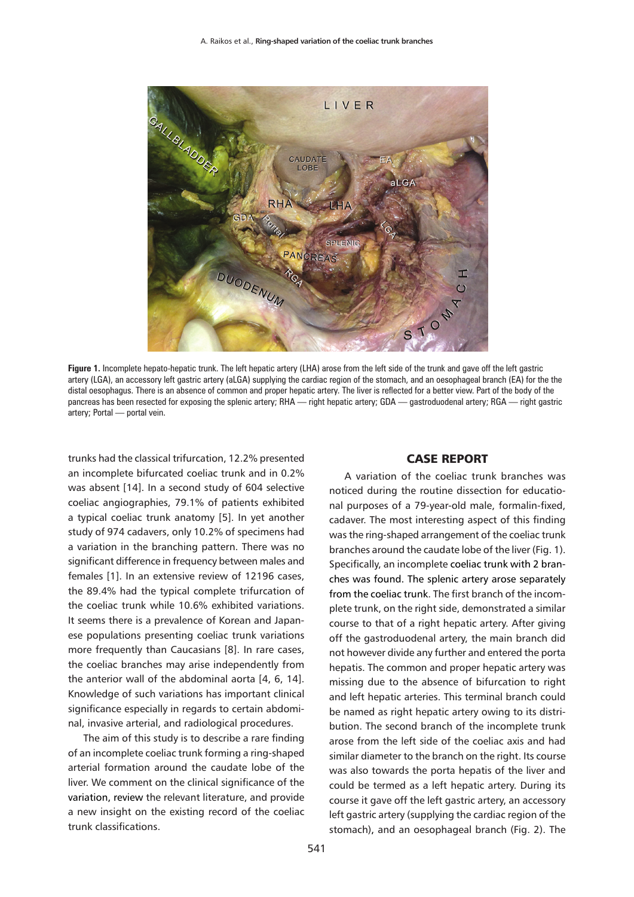**Figure 1.** Incomplete hepato-hepatic trunk. The left hepatic artery (LHA) arose from the left side of the trunk and gave off the left gastric artery (LGA), an accessory left gastric artery (aLGA) supplying the cardiac region of the stomach, and an oesophageal branch (EA) for the the distal oesophagus. There is an absence of common and proper hepatic artery. The liver is reflected for a better view. Part of the body of the pancreas has been resected for exposing the splenic artery; RHA — right hepatic artery; GDA — gastroduodenal artery; RGA — right gastric artery; Portal — portal vein.

trunks had the classical trifurcation, 12.2% presented an incomplete bifurcated coeliac trunk and in 0.2% was absent [14]. In a second study of 604 selective coeliac angiographies, 79.1% of patients exhibited a typical coeliac trunk anatomy [5]. In yet another study of 974 cadavers, only 10.2% of specimens had a variation in the branching pattern. There was no significant difference in frequency between males and females [1]. In an extensive review of 12196 cases, the 89.4% had the typical complete trifurcation of the coeliac trunk while 10.6% exhibited variations. It seems there is a prevalence of Korean and Japanese populations presenting coeliac trunk variations more frequently than Caucasians [8]. In rare cases, the coeliac branches may arise independently from the anterior wall of the abdominal aorta [4, 6, 14]. Knowledge of such variations has important clinical significance especially in regards to certain abdominal, invasive arterial, and radiological procedures.

The aim of this study is to describe a rare finding of an incomplete coeliac trunk forming a ring-shaped arterial formation around the caudate lobe of the liver. We comment on the clinical significance of the variation, review the relevant literature, and provide a new insight on the existing record of the coeliac trunk classifications.

## CASE REPORT

A variation of the coeliac trunk branches was noticed during the routine dissection for educational purposes of a 79-year-old male, formalin-fixed, cadaver. The most interesting aspect of this finding was the ring-shaped arrangement of the coeliac trunk branches around the caudate lobe of the liver (Fig. 1). Specifically, an incomplete coeliac trunk with 2 branches was found. The splenic artery arose separately from the coeliac trunk. The first branch of the incomplete trunk, on the right side, demonstrated a similar course to that of a right hepatic artery. After giving off the gastroduodenal artery, the main branch did not however divide any further and entered the porta hepatis. The common and proper hepatic artery was missing due to the absence of bifurcation to right and left hepatic arteries. This terminal branch could be named as right hepatic artery owing to its distribution. The second branch of the incomplete trunk arose from the left side of the coeliac axis and had similar diameter to the branch on the right. Its course was also towards the porta hepatis of the liver and could be termed as a left hepatic artery. During its course it gave off the left gastric artery, an accessory left gastric artery (supplying the cardiac region of the stomach), and an oesophageal branch (Fig. 2). The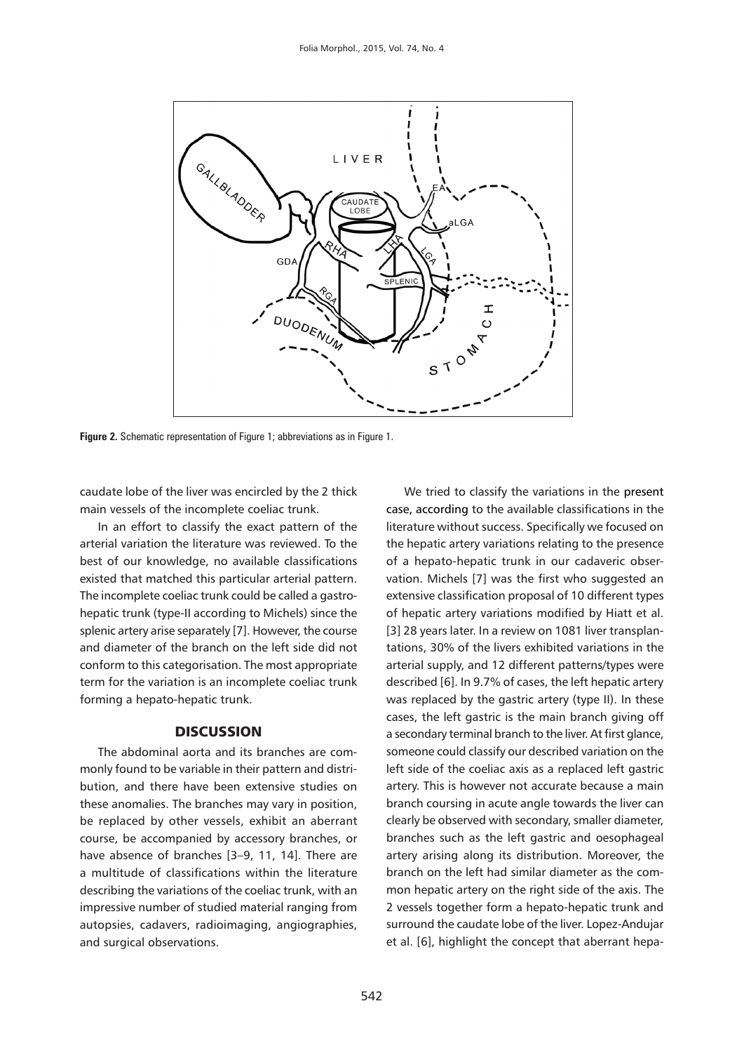Figure 2. Schematic representation of Figure 1; abbreviations as in Figure 1.

caudate lobe of the liver was encircled by the 2 thick main vessels of the incomplete coeliac trunk.

In an effort to classify the exact pattern of the arterial variation the literature was reviewed. To the best of our knowledge, no available classifications existed that matched this particular arterial pattern. The incomplete coeliac trunk could be called a gastrohepatic trunk (type-II according to Michels) since the splenic artery arise separately [7]. However, the course and diameter of the branch on the left side did not conform to this categorisation. The most appropriate term for the variation is an incomplete coeliac trunk forming a hepato-hepatic trunk.

## DISCUSSION

The abdominal aorta and its branches are commonly found to be variable in their pattern and distribution, and there have been extensive studies on these anomalies. The branches may vary in position, be replaced by other vessels, exhibit an aberrant course, be accompanied by accessory branches, or have absence of branches [3–9, 11, 14]. There are a multitude of classifications within the literature describing the variations of the coeliac trunk, with an impressive number of studied material ranging from autopsies, cadavers, radioimaging, angiographies, and surgical observations.

We tried to classify the variations in the present case, according to the available classifications in the literature without success. Specifically we focused on the hepatic artery variations relating to the presence of a hepato-hepatic trunk in our cadaveric observation. Michels [7] was the first who suggested an extensive classification proposal of 10 different types of hepatic artery variations modified by Hiatt et al. [3] 28 years later. In a review on 1081 liver transplantations, 30% of the livers exhibited variations in the arterial supply, and 12 different patterns/types were described [6]. In 9.7% of cases, the left hepatic artery was replaced by the gastric artery (type II). In these cases, the left gastric is the main branch giving off a secondary terminal branch to the liver. At first glance, someone could classify our described variation on the left side of the coeliac axis as a replaced left gastric artery. This is however not accurate because a main branch coursing in acute angle towards the liver can clearly be observed with secondary, smaller diameter, branches such as the left gastric and oesophageal artery arising along its distribution. Moreover, the branch on the left had similar diameter as the common hepatic artery on the right side of the axis. The 2 vessels together form a hepato-hepatic trunk and surround the caudate lobe of the liver. Lopez-Andujar et al. [6], highlight the concept that aberrant hepa-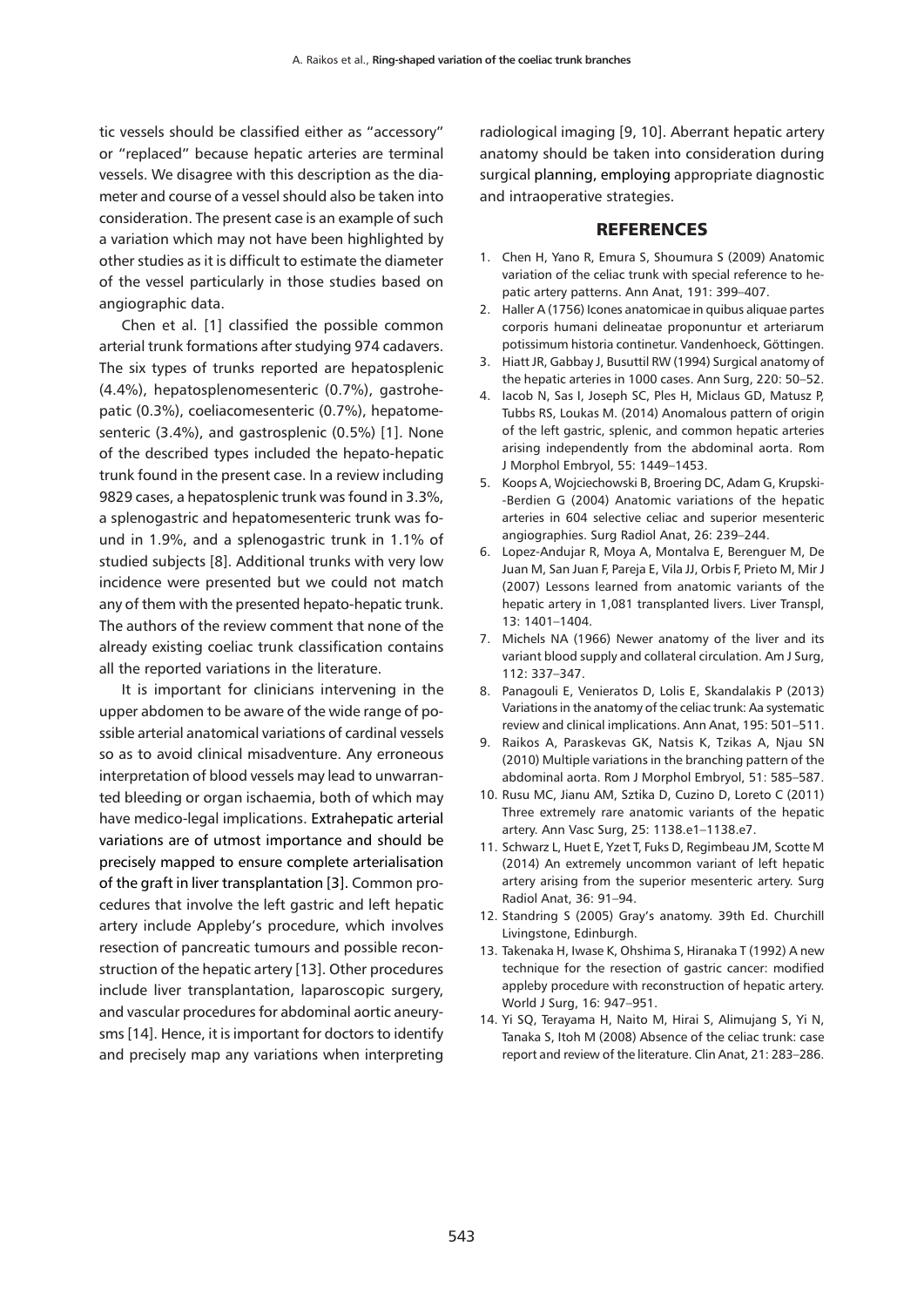tic vessels should be classified either as "accessory" or "replaced" because hepatic arteries are terminal vessels. We disagree with this description as the diameter and course of a vessel should also be taken into consideration. The present case is an example of such a variation which may not have been highlighted by other studies as it is difficult to estimate the diameter of the vessel particularly in those studies based on angiographic data.

Chen et al. [1] classified the possible common arterial trunk formations after studying 974 cadavers. The six types of trunks reported are hepatosplenic (4.4%), hepatosplenomesenteric (0.7%), gastrohepatic (0.3%), coeliacomesenteric (0.7%), hepatomesenteric (3.4%), and gastrosplenic (0.5%) [1]. None of the described types included the hepato-hepatic trunk found in the present case. In a review including 9829 cases, a hepatosplenic trunk was found in 3.3%, a splenogastric and hepatomesenteric trunk was found in 1.9%, and a splenogastric trunk in 1.1% of studied subjects [8]. Additional trunks with very low incidence were presented but we could not match any of them with the presented hepato-hepatic trunk. The authors of the review comment that none of the already existing coeliac trunk classification contains all the reported variations in the literature.

It is important for clinicians intervening in the upper abdomen to be aware of the wide range of possible arterial anatomical variations of cardinal vessels so as to avoid clinical misadventure. Any erroneous interpretation of blood vessels may lead to unwarranted bleeding or organ ischaemia, both of which may have medico-legal implications. Extrahepatic arterial variations are of utmost importance and should be precisely mapped to ensure complete arterialisation of the graft in liver transplantation [3]. Common procedures that involve the left gastric and left hepatic artery include Appleby's procedure, which involves resection of pancreatic tumours and possible reconstruction of the hepatic artery [13]. Other procedures include liver transplantation, laparoscopic surgery, and vascular procedures for abdominal aortic aneurysms [14]. Hence, it is important for doctors to identify and precisely map any variations when interpreting radiological imaging [9, 10]. Aberrant hepatic artery anatomy should be taken into consideration during surgical planning, employing appropriate diagnostic and intraoperative strategies.

## REFERENCES

1. Chen H, Yano R, Emura S, Shoumura S (2009) Anatomic variation of the celiac trunk with special reference to hepatic artery patterns. Ann Anat, 191: 399–407.
2. Haller A (1756) Icones anatomicae in quibus aliquae partes corporis humani delineatae proponuntur et arteriarum potissimum historia continetur. Vandenhoeck, Göttingen.
3. Hiatt JR, Gabbay J, Busuttil RW (1994) Surgical anatomy of the hepatic arteries in 1000 cases. Ann Surg, 220: 50–52.
4. Iacob N, Sas I, Joseph SC, Ples H, Miclaus GD, Matusz P, Tubbs RS, Loukas M. (2014) Anomalous pattern of origin of the left gastric, splenic, and common hepatic arteries arising independently from the abdominal aorta. Rom J Morphol Embryol, 55: 1449–1453.
5. Koops A, Wojciechowski B, Broering DC, Adam G, Krupski-Berdien G (2004) Anatomic variations of the hepatic arteries in 604 selective celiac and superior mesenteric angiographies. Surg Radiol Anat, 26: 239–244.
6. Lopez-Andujar R, Moya A, Montalva E, Berenguer M, De Juan M, San Juan F, Pareja E, Vila JJ, Orbis F, Prieto M, Mir J (2007) Lessons learned from anatomic variants of the hepatic artery in 1,081 transplanted livers. Liver Transpl, 13: 1401–1404.
7. Michels NA (1966) Newer anatomy of the liver and its variant blood supply and collateral circulation. Am J Surg, 112: 337–347.
8. Panagouli E, Venieratos D, Lolis E, Skandalakis P (2013) Variations in the anatomy of the celiac trunk: Aa systematic review and clinical implications. Ann Anat, 195: 501–511.
9. Raikos A, Paraskevas GK, Natsis K, Tzikas A, Njau SN (2010) Multiple variations in the branching pattern of the abdominal aorta. Rom J Morphol Embryol, 51: 585–587.
10. Rusu MC, Jianu AM, Sztika D, Cuzino D, Loreto C (2011) Three extremely rare anatomic variants of the hepatic artery. Ann Vasc Surg, 25: 1138.e1–1138.e7.
11. Schwarz L, Huet E, Yzet T, Fuks D, Regimbeau JM, Scotte M (2014) An extremely uncommon variant of left hepatic artery arising from the superior mesenteric artery. Surg Radiol Anat, 36: 91–94.
12. Standring S (2005) Gray's anatomy. 39th Ed. Churchill Livingstone, Edinburgh.
13. Takenaka H, Iwase K, Ohshima S, Hiranaka T (1992) A new technique for the resection of gastric cancer: modified appleby procedure with reconstruction of hepatic artery. World J Surg, 16: 947–951.
14. Yi SQ, Terayama H, Naito M, Hirai S, Alimujang S, Yi N, Tanaka S, Itoh M (2008) Absence of the celiac trunk: case report and review of the literature. Clin Anat, 21: 283–286.